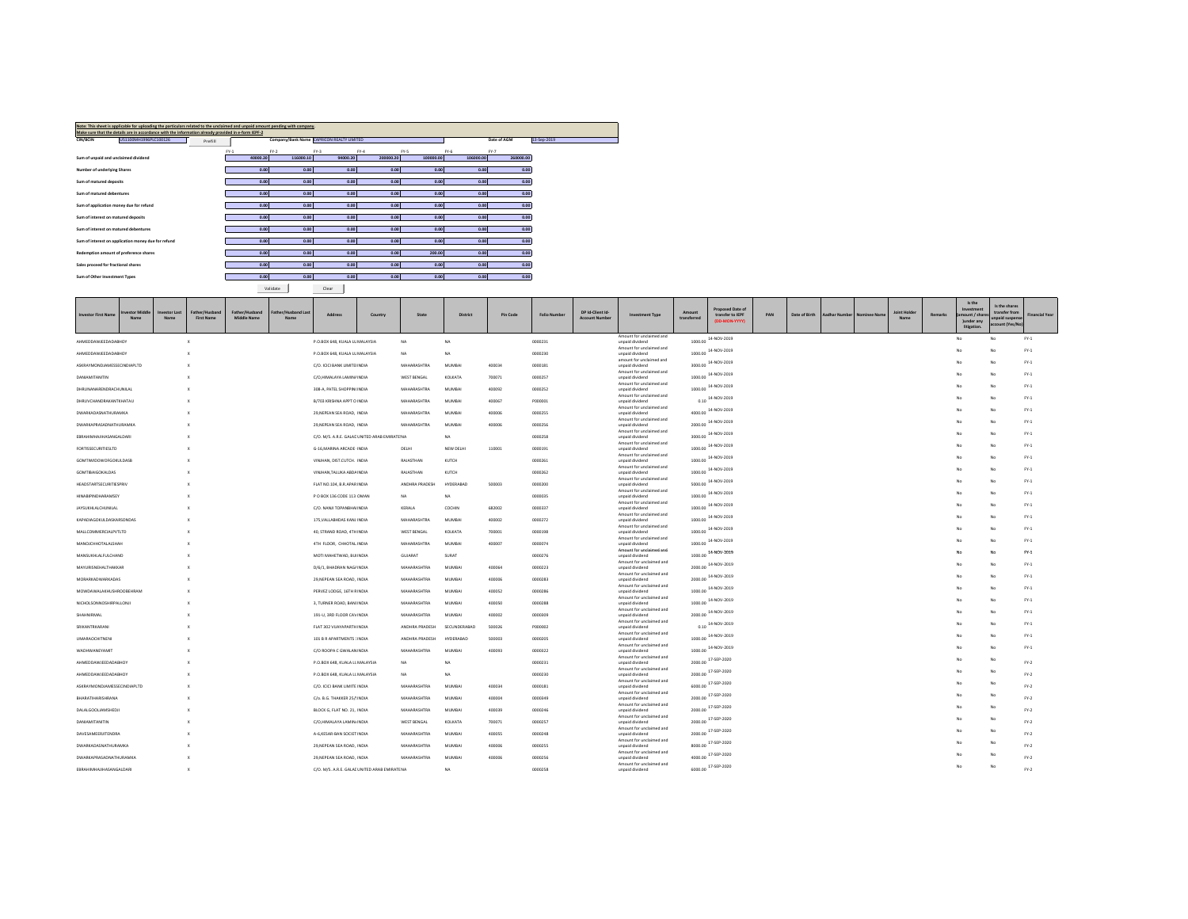**Note: This sheet is applicable for uploading the particulars related to the unclaimed and unpaid amount pending with company.**
**Make sure that the details are in accordance with the information already provided in e-form IEPF-2**

| CIN/BCIN | U45100MH1996PLC100126 | Prefill | Company/Bank Name | CAPRICORN REALTY LIMITED | Date of AGM | 13-Sep-2019 |
|---|---|---|---|---|---|---|

| | FY-1 | FY-2 | FY-3 | FY-4 | FY-5 | FY-6 | FY-7 |
|---|---|---|---|---|---|---|---|
| Sum of unpaid and unclaimed dividend | 40000.20 | 116000.10 | 94000.20 | 200000.20 | 100000.00 | 106000.00 | 260000.00 |
| Number of underlying Shares | 0.00 | 0.00 | 0.00 | 0.00 | 0.00 | 0.00 | 0.00 |
| Sum of matured deposits | 0.00 | 0.00 | 0.00 | 0.00 | 0.00 | 0.00 | 0.00 |
| Sum of matured debentures | 0.00 | 0.00 | 0.00 | 0.00 | 0.00 | 0.00 | 0.00 |
| Sum of application money due for refund | 0.00 | 0.00 | 0.00 | 0.00 | 0.00 | 0.00 | 0.00 |
| Sum of interest on matured deposits | 0.00 | 0.00 | 0.00 | 0.00 | 0.00 | 0.00 | 0.00 |
| Sum of interest on matured debentures | 0.00 | 0.00 | 0.00 | 0.00 | 0.00 | 0.00 | 0.00 |
| Sum of interest on application money due for refund | 0.00 | 0.00 | 0.00 | 0.00 | 0.00 | 0.00 | 0.00 |
| Redemption amount of preference shares | 0.00 | 0.00 | 0.00 | 0.00 | 200.00 | 0.00 | 0.00 |
| Sales proceed for fractional shares | 0.00 | 0.00 | 0.00 | 0.00 | 0.00 | 0.00 | 0.00 |
| Sum of Other Investment Types | 0.00 | 0.00 | 0.00 | 0.00 | 0.00 | 0.00 | 0.00 |

Validate | Clear

| Investor First Name | Investor Middle Name | Investor Last Name | Father/Husband First Name | Father/Husband Middle Name | Father/Husband Last Name | Address | Country | State | District | Pin Code | Folio Number | DP Id-Client Id-Account Number | Investment Type | Amount transferred | Proposed Date of transfer to IEPF (DD-MON-YYYY) | PAN | Date of Birth | Aadhar Number | Nominee Name | Joint Holder Name | Remarks | Is the Investment (amount / shares )under any litigation. | Is the shares transfer from unpaid suspense account (Yes/No) | Financial Year |
|---|---|---|---|---|---|---|---|---|---|---|---|---|---|---|---|---|---|---|---|---|---|---|---|---|
| AHMEDDAWJEEDADABHOY | | | X | | | P.O.BOX 648, KUALA LU | MALAYSIA | NA | NA | | 0000231 | | Amount for unclaimed and unpaid dividend | 1000.00 | 14-NOV-2019 | | | | | | | No | No | FY-1 |
| AHMEDDAWJEEDADABHOY | | | X | | | P.O.BOX 648, KUALA LU | MALAYSIA | NA | NA | | 0000230 | | Amount for unclaimed and unpaid dividend | 1000.00 | 14-NOV-2019 | | | | | | | No | No | FY-1 |
| ASKRAYMONDJAMESSECINDIAPLTD | | | X | | | C/O. ICICI BANK LIMITED | INDIA | MAHARASHTRA | MUMBAI | 400034 | 0000181 | | Amount for unclaimed and unpaid dividend | 3000.00 | 14-NOV-2019 | | | | | | | No | No | FY-1 |
| DANIAMITANITIN | | | X | | | C/O,HIMALAYA LAMINA | INDIA | WEST BENGAL | KOLKATA | 700071 | 0000257 | | Amount for unclaimed and unpaid dividend | 1000.00 | 14-NOV-2019 | | | | | | | No | No | FY-1 |
| DHRUNANARENDRACHUNILAL | | | X | | | 308-A, PATEL SHOPPIN | INDIA | MAHARASHTRA | MUMBAI | 400092 | 0000252 | | Amount for unclaimed and unpaid dividend | 1000.00 | 14-NOV-2019 | | | | | | | No | No | FY-1 |
| DHRUVCHANDRAKANTKHATAU | | | X | | | B/703 KRISHNA APPT O | INDIA | MAHARASHTRA | MUMBAI | 400067 | P000001 | | Amount for unclaimed and unpaid dividend | 0.10 | 14-NOV-2019 | | | | | | | No | No | FY-1 |
| DWARKADASNATHURAMKA | | | X | | | 29,NEPEAN SEA ROAD, | INDIA | MAHARASHTRA | MUMBAI | 400006 | 0000255 | | Amount for unclaimed and unpaid dividend | 4000.00 | 14-NOV-2019 | | | | | | | No | No | FY-1 |
| DWARKAPRASADNATHURAMKA | | | X | | | 29,NEPEAN SEA ROAD, | INDIA | MAHARASHTRA | MUMBAI | 400006 | 0000256 | | Amount for unclaimed and unpaid dividend | 2000.00 | 14-NOV-2019 | | | | | | | No | No | FY-1 |
| EBRAHIMHAJIHASANGALDARI | | | X | | | C/O. M/S. A.R.E. GALA | UNITED ARAB EMIRATES | NA | | | 0000258 | | Amount for unclaimed and unpaid dividend | 3000.00 | 14-NOV-2019 | | | | | | | No | No | FY-1 |
| FORTISSECURITIESLTD | | | X | | | G-16,MARINA ARCADE | INDIA | DELHI | NEW DELHI | 110001 | 0000191 | | Amount for unclaimed and unpaid dividend | 1000.00 | 14-NOV-2019 | | | | | | | No | No | FY-1 |
| GOMTIWIDOWOFGOKULDASB | | | X | | | VINJHAN, DIST.CUTCH | INDIA | RAJASTHAN | KUTCH | | 0000261 | | Amount for unclaimed and unpaid dividend | 1000.00 | 14-NOV-2019 | | | | | | | No | No | FY-1 |
| GOMTIBAIGOKALDAS | | | X | | | VINJHAN,TALUKA ABDA | INDIA | RAJASTHAN | KUTCH | | 0000262 | | Amount for unclaimed and unpaid dividend | 1000.00 | 14-NOV-2019 | | | | | | | No | No | FY-1 |
| HEADSTARTSECURITIESPRIV | | | X | | | FLAT NO.104, B.R.APAR | INDIA | ANDHRA PRADESH | HYDERABAD | 500003 | 0000200 | | Amount for unclaimed and unpaid dividend | 5000.00 | 14-NOV-2019 | | | | | | | No | No | FY-1 |
| HINABIPINDHARAMSEY | | | X | | | P O BOX 136 CODE 113 | OMAN | NA | NA | | 0000035 | | Amount for unclaimed and unpaid dividend | 1000.00 | 14-NOV-2019 | | | | | | | No | No | FY-1 |
| JAYSUKHLALCHUNILAL | | | X | | | C/O. NANJI TOPANBHAI | INDIA | KERALA | COCHIN | 682002 | 0000337 | | Amount for unclaimed and unpaid dividend | 1000.00 | 14-NOV-2019 | | | | | | | No | No | FY-1 |
| KAPADIAGOKULDASKARSONDAS | | | X | | | 175,VALLABHDAS KANJ | INDIA | MAHARASHTRA | MUMBAI | 400002 | 0000272 | | Amount for unclaimed and unpaid dividend | 1000.00 | 14-NOV-2019 | | | | | | | No | No | FY-1 |
| MALLCOMMERCIALPVTLTD | | | X | | | 40, STRAND ROAD, 4TH | INDIA | WEST BENGAL | KOLKATA | 700001 | 0000198 | | Amount for unclaimed and unpaid dividend | 1000.00 | 14-NOV-2019 | | | | | | | No | No | FY-1 |
| MANOJCHHOTALALSHAH | | | X | | | 4TH FLOOR, CHHOTAL | INDIA | MAHARASHTRA | MUMBAI | 400007 | 0000074 | | Amount for unclaimed and unpaid dividend | 1000.00 | 14-NOV-2019 | | | | | | | No | No | FY-1 |
| MANSUKHLALFULCHAND | | | X | | | MOTI MAHETWAD, BU | INDIA | GUJARAT | SURAT | | 0000276 | | Amount for unclaimed and unpaid dividend | 1000.00 | 14-NOV-2019 | | | | | | | No | No | FY-1 |
| MAYURISNEHALTHAKKAR | | | X | | | D/6/1, BHADRAN NAGA | INDIA | MAHARASHTRA | MUMBAI | 400064 | 0000223 | | Amount for unclaimed and unpaid dividend | 2000.00 | 14-NOV-2019 | | | | | | | No | No | FY-1 |
| MORARKADWARKADAS | | | X | | | 29,NEPEAN SEA ROAD, | INDIA | MAHARASHTRA | MUMBAI | 400006 | 0000283 | | Amount for unclaimed and unpaid dividend | 2000.00 | 14-NOV-2019 | | | | | | | No | No | FY-1 |
| MOWDAWALAKHUSHROOBEHRAM | | | X | | | PERVEZ LODGE, 16TH R | INDIA | MAHARASHTRA | MUMBAI | 400052 | 0000286 | | Amount for unclaimed and unpaid dividend | 1000.00 | 14-NOV-2019 | | | | | | | No | No | FY-1 |
| NICHOLSONNOSHIRPALLONJI | | | X | | | 3, TURNER ROAD, BAN | INDIA | MAHARASHTRA | MUMBAI | 400050 | 0000288 | | Amount for unclaimed and unpaid dividend | 1000.00 | 14-NOV-2019 | | | | | | | No | No | FY-1 |
| SHAHNIRMAL | | | X | | | 191-U, 3RD FLOOR CAV | INDIA | MAHARASHTRA | MUMBAI | 400002 | 0000009 | | Amount for unclaimed and unpaid dividend | 2000.00 | 14-NOV-2019 | | | | | | | No | No | FY-1 |
| SRIKANTRKARANI | | | X | | | FLAT 302 VIJAYAPARTH | INDIA | ANDHRA PRADESH | SECUNDERABAD | 500026 | P000002 | | Amount for unclaimed and unpaid dividend | 0.10 | 14-NOV-2019 | | | | | | | No | No | FY-1 |
| UMARAOCHITNENI | | | X | | | 101 B R APARTMENTS | INDIA | ANDHRA PRADESH | HYDERABAD | 500003 | 0000205 | | Amount for unclaimed and unpaid dividend | 1000.00 | 14-NOV-2019 | | | | | | | No | No | FY-1 |
| WADHWANEYAMIT | | | X | | | C/O ROOPA C GWALAN | INDIA | MAHARASHTRA | MUMBAI | 400093 | 0000322 | | Amount for unclaimed and unpaid dividend | 1000.00 | 14-NOV-2019 | | | | | | | No | No | FY-1 |
| AHMEDDAWJEEDADABHOY | | | X | | | P.O.BOX 648, KUALA LU | MALAYSIA | NA | NA | | 0000231 | | Amount for unclaimed and unpaid dividend | 2000.00 | 17-SEP-2020 | | | | | | | No | No | FY-2 |
| AHMEDDAWJEEDADABHOY | | | X | | | P.O.BOX 648, KUALA LU | MALAYSIA | NA | NA | | 0000230 | | Amount for unclaimed and unpaid dividend | 2000.00 | 17-SEP-2020 | | | | | | | No | No | FY-2 |
| ASKRAYMONDJAMESSECINDIAPLTD | | | X | | | C/O. ICICI BANK LIMITE | INDIA | MAHARASHTRA | MUMBAI | 400034 | 0000181 | | Amount for unclaimed and unpaid dividend | 6000.00 | 17-SEP-2020 | | | | | | | No | No | FY-2 |
| BHARATHARISHRANA | | | X | | | C/o. B.G. THAKKER 25/ | INDIA | MAHARASHTRA | MUMBAI | 400004 | 0000349 | | Amount for unclaimed and unpaid dividend | 2000.00 | 17-SEP-2020 | | | | | | | No | No | FY-2 |
| DALALGOOLJAMSHEDJI | | | X | | | BLOCK G, FLAT NO. 21, | INDIA | MAHARASHTRA | MUMBAI | 400039 | 0000246 | | Amount for unclaimed and unpaid dividend | 2000.00 | 17-SEP-2020 | | | | | | | No | No | FY-2 |
| DANIAMITANITIN | | | X | | | C/O,HIMALAYA LAMIN | INDIA | WEST BENGAL | KOLKATA | 700071 | 0000257 | | Amount for unclaimed and unpaid dividend | 2000.00 | 17-SEP-2020 | | | | | | | No | No | FY-2 |
| DAVESAMEERJITENDRA | | | X | | | A-6,KESAR-BAN SOCIET | INDIA | MAHARASHTRA | MUMBAI | 400055 | 0000248 | | Amount for unclaimed and unpaid dividend | 2000.00 | 17-SEP-2020 | | | | | | | No | No | FY-2 |
| DWARKADASNATHURAMKA | | | X | | | 29,NEPEAN SEA ROAD, | INDIA | MAHARASHTRA | MUMBAI | 400006 | 0000255 | | Amount for unclaimed and unpaid dividend | 8000.00 | 17-SEP-2020 | | | | | | | No | No | FY-2 |
| DWARKAPRASADNATHURAMKA | | | X | | | 29,NEPEAN SEA ROAD, | INDIA | MAHARASHTRA | MUMBAI | 400006 | 0000256 | | Amount for unclaimed and unpaid dividend | 4000.00 | 17-SEP-2020 | | | | | | | No | No | FY-2 |
| EBRAHIMHAJIHASANGALDARI | | | X | | | C/O. M/S. A.R.E. GALA | UNITED ARAB EMIRATES | NA | | | 0000258 | | Amount for unclaimed and unpaid dividend | 6000.00 | 17-SEP-2020 | | | | | | | No | No | FY-2 |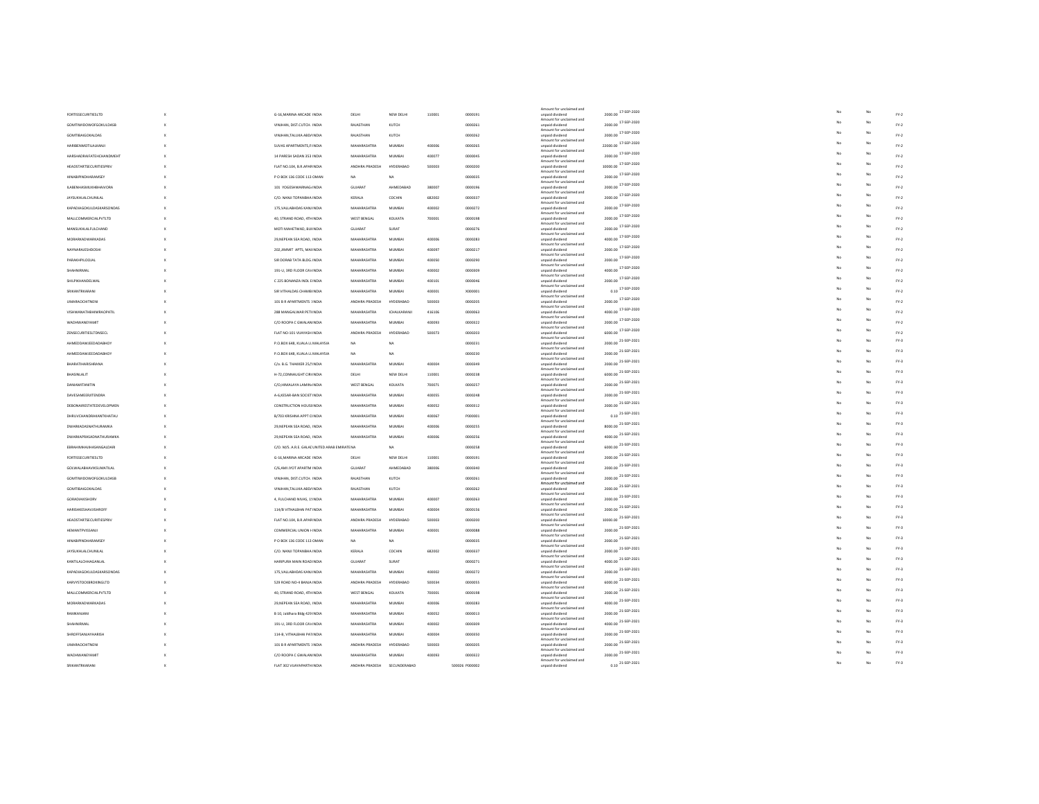| | | | | | | | | | | | | | |
|---|---|---|---|---|---|---|---|---|---|---|---|---|---|
| FORTISSECURITIESLTD | X | G-16,MARINA ARCADE INDIA | DELHI | NEW DELHI | 110001 | 0000191 | Amount for unclaimed and unpaid dividend | 2000.00 | 17-SEP-2020 | No | No | FY-2 |
| GOMTIWIDOWOFGOKULDASB | X | VINJHAN, DIST.CUTCH. INDIA | RAJASTHAN | KUTCH | | 0000261 | Amount for unclaimed and unpaid dividend | 2000.00 | 17-SEP-2020 | No | No | FY-2 |
| GOMTIBAIGOKALDAS | X | VINJHAN,TALUKA ABDAINDIA | RAJASTHAN | KUTCH | | 0000262 | Amount for unclaimed and unpaid dividend | 2000.00 | 17-SEP-2020 | No | No | FY-2 |
| HARIBENMOTILALKANJI | X | SUVAS APARTMENTS,F INDIA | MAHARASHTRA | MUMBAI | 400006 | 0000265 | Amount for unclaimed and unpaid dividend | 22000.00 | 17-SEP-2020 | No | No | FY-2 |
| HARSHADRAIFATEHCHANDMEHT | X | 14 PARESH SADAN 353 INDIA | MAHARASHTRA | MUMBAI | 400077 | 0000045 | Amount for unclaimed and unpaid dividend | 2000.00 | 17-SEP-2020 | No | No | FY-2 |
| HEADSTARTSECURITIESPRIV | X | FLAT NO.104, B.R.APARINDIA | ANDHRA PRADESH | HYDERABAD | 500003 | 0000200 | Amount for unclaimed and unpaid dividend | 10000.00 | 17-SEP-2020 | No | No | FY-2 |
| HINABIPINDHARAMSEY | X | P O BOX 136 CODE 113 OMAN | NA | NA | | 0000035 | Amount for unclaimed and unpaid dividend | 2000.00 | 17-SEP-2020 | No | No | FY-2 |
| KABENHASMUKHBHAVORA | X | 101 YOGESHWARNAG/INDIA | GUJARAT | AHMEDABAD | 380007 | 0000196 | Amount for unclaimed and unpaid dividend | 2000.00 | 17-SEP-2020 | No | No | FY-2 |
| JAYSUKHLALCHUNILAL | X | C/O. NANJI TOPANBHA INDIA | KERALA | COCHIN | 682002 | 0000037 | Amount for unclaimed and unpaid dividend | 2000.00 | 17-SEP-2020 | No | No | FY-2 |
| KAPADIAGOKULDASKARSONDAS | X | 175,VALLABHDAS KANJINDIA | MAHARASHTRA | MUMBAI | 400002 | 0000272 | Amount for unclaimed and unpaid dividend | 2000.00 | 17-SEP-2020 | No | No | FY-2 |
| MALLCOMMERCIALPVTLTD | X | 40, STRAND ROAD, 4TH INDIA | WEST BENGAL | KOLKATA | 700001 | 0000198 | Amount for unclaimed and unpaid dividend | 2000.00 | 17-SEP-2020 | No | No | FY-2 |
| MANSUKHLALFULCHAND | X | MOTI MAHETWAD, BUHNDIA | GUJARAT | SURAT | | 0000276 | Amount for unclaimed and unpaid dividend | 2000.00 | 17-SEP-2020 | No | No | FY-2 |
| MORARKADWARKADAS | X | 29,NEPEAN SEA ROAD, INDIA | MAHARASHTRA | MUMBAI | 400006 | 0000283 | Amount for unclaimed and unpaid dividend | 4000.00 | 17-SEP-2020 | No | No | FY-2 |
| NAYNARAJESHDOSHI | X | 202,JIMMIT APTS, MAHNDIA | MAHARASHTRA | MUMBAI | 400097 | 0000217 | Amount for unclaimed and unpaid dividend | 2000.00 | 17-SEP-2020 | No | No | FY-2 |
| PARAKHPILOOJAL | X | SIR DORAB TATA BLDG.INDIA | MAHARASHTRA | MUMBAI | 400050 | 0000290 | Amount for unclaimed and unpaid dividend | 2000.00 | 17-SEP-2020 | No | No | FY-2 |
| SHAHNIRMAL | X | 191-U, 3RD FLOOR CAVINDIA | MAHARASHTRA | MUMBAI | 400002 | 0000309 | Amount for unclaimed and unpaid dividend | 4000.00 | 17-SEP-2020 | No | No | FY-2 |
| SHILPIKHANDELWAL | X | C 225 BONANZA INDL EINDIA | MAHARASHTRA | MUMBAI | 400101 | 0000046 | Amount for unclaimed and unpaid dividend | 2000.00 | 17-SEP-2020 | No | No | FY-2 |
| SRIKANTRKARANI | X | SIR VITHALDAS CHAMBINDIA | MAHARASHTRA | MUMBAI | 400001 | X000001 | Amount for unclaimed and unpaid dividend | 0.10 | 17-SEP-2020 | No | No | FY-2 |
| UMARAOCHITNENI | X | 101 B R APARTMENTS : INDIA | ANDHRA PRADESH | HYDERABAD | 500003 | 0000205 | Amount for unclaimed and unpaid dividend | 2000.00 | 17-SEP-2020 | No | No | FY-2 |
| VISHWANATHBHIMRAOPATIL | X | 288 MANGALWAR PETHNDIA | MAHARASHTRA | ICHALKARANJI | 416106 | 0000063 | Amount for unclaimed and unpaid dividend | 4000.00 | 17-SEP-2020 | No | No | FY-2 |
| WADHWANEYAMIT | X | C/O ROOPA C GWALANIINDIA | MAHARASHTRA | MUMBAI | 400093 | 0000322 | Amount for unclaimed and unpaid dividend | 2000.00 | 17-SEP-2020 | No | No | FY-2 |
| ZENSECURITIESLTDNSECL | X | FLAT NO-101 VIJAYASHINDIA | ANDHRA PRADESH | HYDERABAD | 500073 | 0000203 | Amount for unclaimed and unpaid dividend | 6000.00 | 17-SEP-2020 | No | No | FY-2 |
| AHMEDDAWJEEDADABHOY | X | P.O.BOX 648, KUALA LUMALAYSIA | NA | NA | | 0000231 | Amount for unclaimed and unpaid dividend | 2000.00 | 21-SEP-2021 | No | No | FY-3 |
| AHMEDDAWJEEDADABHOY | X | P.O.BOX 648, KUALA LUMALAYSIA | NA | NA | | 0000230 | Amount for unclaimed and unpaid dividend | 2000.00 | 21-SEP-2021 | No | No | FY-3 |
| BHARATTHARISHRANA | X | C/o. B.G. THAKKER 25/1INDIA | MAHARASHTRA | MUMBAI | 400004 | 0000349 | Amount for unclaimed and unpaid dividend | 2000.00 | 21-SEP-2021 | No | No | FY-3 |
| BHASINLALIT | X | H-72,CONNAUGHT CIRCINDIA | DELHI | NEW DELHI | 110001 | 0000238 | Amount for unclaimed and unpaid dividend | 6000.00 | 21-SEP-2021 | No | No | FY-3 |
| DANIAMITANITIN | X | C/O,HIMALAYA LAMINAINDIA | WEST BENGAL | KOLKATA | 700071 | 0000257 | Amount for unclaimed and unpaid dividend | 2000.00 | 21-SEP-2021 | No | No | FY-3 |
| DAVESAMEERJITENDRA | X | A-6,KESAR-BAN SOCIETINDIA | MAHARASHTRA | MUMBAI | 400055 | 0000248 | Amount for unclaimed and unpaid dividend | 2000.00 | 21-SEP-2021 | No | No | FY-3 |
| DEBONAIRESTATEDEVELOPMEN | X | CONSTRUCTION HOUSEINDIA | MAHARASHTRA | MUMBAI | 400052 | 0000312 | Amount for unclaimed and unpaid dividend | 2000.00 | 21-SEP-2021 | No | No | FY-3 |
| DHRUVCHANDRAKANTKHATAU | X | B/703 KRISHNA APPT OINDIA | MAHARASHTRA | MUMBAI | 400067 | P000001 | Amount for unclaimed and unpaid dividend | 0.10 | 21-SEP-2021 | No | No | FY-3 |
| DWARKADASNATHURAMKA | X | 29,NEPEAN SEA ROAD, INDIA | MAHARASHTRA | MUMBAI | 400006 | 0000255 | Amount for unclaimed and unpaid dividend | 8000.00 | 21-SEP-2021 | No | No | FY-3 |
| DWARKAPRASADNATHURAMKA | X | 29,NEPEAN SEA ROAD, INDIA | MAHARASHTRA | MUMBAI | 400006 | 0000256 | Amount for unclaimed and unpaid dividend | 4000.00 | 21-SEP-2021 | No | No | FY-3 |
| EBRAHIMHAJIHASANGALDARI | X | C/O. M/S. A.R.E. GALAEUNITED ARAB EMIRATENA | | NA | | 0000258 | Amount for unclaimed and unpaid dividend | 6000.00 | 21-SEP-2021 | No | No | FY-3 |
| FORTISSECURITIESLTD | X | G-16,MARINA ARCADE INDIA | DELHI | NEW DELHI | 110001 | 0000191 | Amount for unclaimed and unpaid dividend | 2000.00 | 21-SEP-2021 | No | No | FY-3 |
| GOLWALABHAVIKSUMATILAL | X | C/6,AMI JYOT APARTMINDIA | GUJARAT | AHMEDABAD | 380006 | 0000340 | Amount for unclaimed and unpaid dividend | 2000.00 | 21-SEP-2021 | No | No | FY-3 |
| GOMTIWIDOWOFGOKULDASB | X | VINJHAN, DIST.CUTCH. INDIA | RAJASTHAN | KUTCH | | 0000261 | Amount for unclaimed and unpaid dividend | 2000.00 | 21-SEP-2021 | No | No | FY-3 |
| GOMTIBAIGOKALDAS | X | VINJHAN,TALUKA ABDAINDIA | RAJASTHAN | KUTCH | | 0000262 | Amount for unclaimed and unpaid dividend | 2000.00 | 21-SEP-2021 | No | No | FY-3 |
| GORADIAKISHORV | X | 4, FULCHAND NIVAS, 1:INDIA | MAHARASHTRA | MUMBAI | 400007 | 0000263 | Amount for unclaimed and unpaid dividend | 2000.00 | 21-SEP-2021 | No | No | FY-3 |
| HARISHKESHAVJISHROFF | X | 114/B VITHALBHAI PATINDIA | MAHARASHTRA | MUMBAI | 400004 | 0000156 | Amount for unclaimed and unpaid dividend | 2000.00 | 21-SEP-2021 | No | No | FY-3 |
| HEADSTARTSECURITIESPRIV | X | FLAT NO.104, B.R.APARINDIA | ANDHRA PRADESH | HYDERABAD | 500003 | 0000200 | Amount for unclaimed and unpaid dividend | 10000.00 | 21-SEP-2021 | No | No | FY-3 |
| HEMANTPVISSANJI | X | COMMERCIAL UNION HINDIA | MAHARASHTRA | MUMBAI | 400001 | 0000088 | Amount for unclaimed and unpaid dividend | 2000.00 | 21-SEP-2021 | No | No | FY-3 |
| HINABIPINDHARAMSEY | X | P O BOX 136 CODE 113 OMAN | NA | NA | | 0000035 | Amount for unclaimed and unpaid dividend | 2000.00 | 21-SEP-2021 | No | No | FY-3 |
| JAYSUKHLALCHUNILAL | X | C/O. NANJI TOPANBHA INDIA | KERALA | COCHIN | 682002 | 0000037 | Amount for unclaimed and unpaid dividend | 2000.00 | 21-SEP-2021 | No | No | FY-3 |
| KANTILALCHHAGANLAL | X | HARIPURA MAIN ROADINDIA | GUJARAT | SURAT | | 0000271 | Amount for unclaimed and unpaid dividend | 4000.00 | 21-SEP-2021 | No | No | FY-3 |
| KAPADIAGOKULDASKARSONDAS | X | 175,VALLABHDAS KANJINDIA | MAHARASHTRA | MUMBAI | 400002 | 0000272 | Amount for unclaimed and unpaid dividend | 2000.00 | 21-SEP-2021 | No | No | FY-3 |
| KARVYSTOCKBROKINGLTD | X | 529 ROAD NO-4 BANJA INDIA | ANDHRA PRADESH | HYDERABAD | 500034 | 0000055 | Amount for unclaimed and unpaid dividend | 6000.00 | 21-SEP-2021 | No | No | FY-3 |
| MALLCOMMERCIALPVTLTD | X | 40, STRAND ROAD, 4TH INDIA | WEST BENGAL | KOLKATA | 700001 | 0000198 | Amount for unclaimed and unpaid dividend | 2000.00 | 21-SEP-2021 | No | No | FY-3 |
| MORARKADWARKADAS | X | 29,NEPEAN SEA ROAD, INDIA | MAHARASHTRA | MUMBAI | 400006 | 0000283 | Amount for unclaimed and unpaid dividend | 4000.00 | 21-SEP-2021 | No | No | FY-3 |
| RAMKANJANI | X | B 10, Jaldhara Bldg 429 INDIA | MAHARASHTRA | MUMBAI | 400052 | 0000013 | Amount for unclaimed and unpaid dividend | 2000.00 | 21-SEP-2021 | No | No | FY-3 |
| SHAHNIRMAL | X | 191-U, 3RD FLOOR CAVINDIA | MAHARASHTRA | MUMBAI | 400002 | 0000309 | Amount for unclaimed and unpaid dividend | 4000.00 | 21-SEP-2021 | No | No | FY-3 |
| SHROFFSANJAYHARISH | X | 114-B, VITHALBHAI PATINDIA | MAHARASHTRA | MUMBAI | 400004 | 0000350 | Amount for unclaimed and unpaid dividend | 2000.00 | 21-SEP-2021 | No | No | FY-3 |
| UMARAOCHITNENI | X | 101 B R APARTMENTS : INDIA | ANDHRA PRADESH | HYDERABAD | 500003 | 0000205 | Amount for unclaimed and unpaid dividend | 2000.00 | 21-SEP-2021 | No | No | FY-3 |
| WADHWANEYAMIT | X | C/O ROOPA C GWALANIINDIA | MAHARASHTRA | MUMBAI | 400093 | 0000322 | Amount for unclaimed and unpaid dividend | 2000.00 | 21-SEP-2021 | No | No | FY-3 |
| SRIKANTRKARANI | X | FLAT 302 VIJAYAPARTHINDIA | ANDHRA PRADESH | SECUNDERABAD | 500026 | P000002 | Amount for unclaimed and unpaid dividend | 0.10 | 21-SEP-2021 | No | No | FY-3 |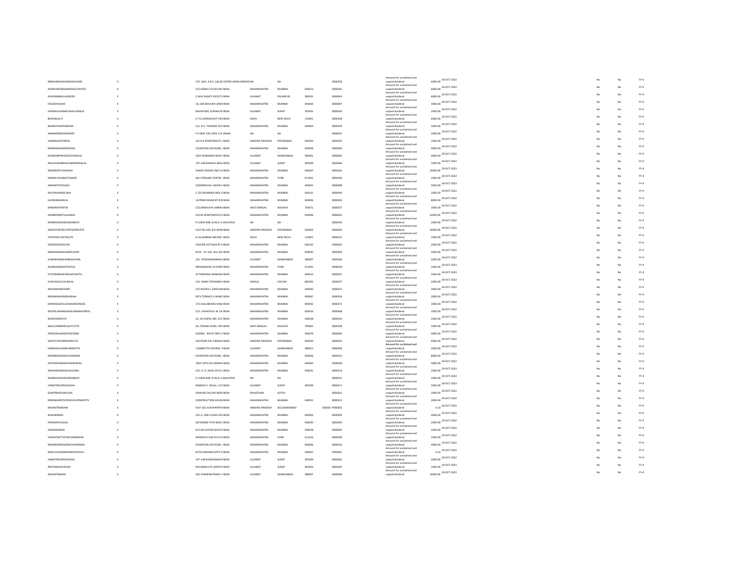| | | | | | | | | | | | | | |
|---|---|---|---|---|---|---|---|---|---|---|---|---|---|
| EBRAHIMHAJIHASANGALDARI | X | C/O. M/S. A.R.E. GALAC UNITED ARAB EMIRATE NA | | NA | | 0000258 | Amount for unclaimed and unpaid dividend | 6000.00 | 20-OCT-2022 | No | No | FY-4 |
| ASKRAYMONDJAMESSECURITIESI | X | ICICI BANK LTD,SECURI INDIA | MAHARASHTRA | MUMBAI | 400013 | 0000181 | Amount for unclaimed and unpaid dividend | 6000.00 | 20-OCT-2022 | No | No | FY-4 |
| ASHVINBABULALMODH | X | 2-SHIV SHAKTI SOCIETY INDIA | GUJARAT | PALANPUR | 385001 | 0000054 | Amount for unclaimed and unpaid dividend | 6000.00 | 20-OCT-2022 | No | No | FY-4 |
| YOGESHVSHAH | X | 16, DAS BHUVAN UNDE INDIA | MAHARASHTRA | MUMBAI | 400064 | 0000097 | Amount for unclaimed and unpaid dividend | 2000.00 | 20-OCT-2022 | No | No | FY-4 |
| JARIWALAVIRANCHILALVENILAL | X | NAVAPURA, KURWA RC INDIA | GUJARAT | SURAT | 395001 | 0000269 | Amount for unclaimed and unpaid dividend | 2000.00 | 20-OCT-2022 | No | No | FY-4 |
| BHASINLALIT | X | H-72,CONNAUGHT CIR INDIA | DELHI | NEW DELHI | 110001 | 0000238 | Amount for unclaimed and unpaid dividend | 6000.00 | 20-OCT-2022 | No | No | FY-4 |
| BHARATIHARISHRANA | X | C/o. B.G. THAKKER 25/1 INDIA | MAHARASHTRA | MUMBAI | 400004 | 0000349 | Amount for unclaimed and unpaid dividend | 2000.00 | 20-OCT-2022 | No | No | FY-4 |
| HINABIPINDHARAMSEY | X | P O BOX 136 CODE 113 OMAN | NA | NA | | 0000035 | Amount for unclaimed and unpaid dividend | 2000.00 | 20-OCT-2022 | No | No | FY-4 |
| UMARAOCHITNENI | X | 101 B R APARTMENTS : INDIA | ANDHRA PRADESH | HYDERABAD | 500003 | 0000205 | Amount for unclaimed and unpaid dividend | 2000.00 | 20-OCT-2022 | No | No | FY-4 |
| MORARKADWARKADAS | X | 29,NEPEAN SEA ROAD, INDIA | MAHARASHTRA | MUMBAI | 400006 | 0000283 | Amount for unclaimed and unpaid dividend | 4000.00 | 20-OCT-2022 | No | No | FY-4 |
| SONIRAMPRASADGOVINDLAL | X | 1633 SEWAKANI WADI INDIA | GUJARAT | AHMEDABAD | 380001 | S000006 | Amount for unclaimed and unpaid dividend | 4000.00 | 20-OCT-2022 | No | No | FY-4 |
| DHAVALRAMESHCHANDRADALAL | X | 147-148 KAWASJI NAG INDIA | GUJARAT | SURAT | 395009 | 0000366 | Amount for unclaimed and unpaid dividend | 2000.00 | 20-OCT-2022 | No | No | FY-4 |
| DRAMEEPIYUSHSHAH | X | SHANTI SADAN 2ND FL INDIA | MAHARASHTRA | MUMBAI | 400007 | 0000182 | Amount for unclaimed and unpaid dividend | 10000.00 | 20-OCT-2022 | No | No | FY-4 |
| DIANACAVASRASTOMJEE | X | 401 STERLING CENTRE INDIA | MAHARASHTRA | PUNE | 411001 | 0000184 | Amount for unclaimed and unpaid dividend | 2000.00 | 20-OCT-2022 | No | No | FY-4 |
| HEMANTPVISSANJI | X | COMMERCIAL UNION H INDIA | MAHARASHTRA | MUMBAI | 400001 | 0000088 | Amount for unclaimed and unpaid dividend | 2000.00 | 20-OCT-2022 | No | No | FY-4 |
| SHILPIKHANDELWAL | X | C 225 BONANZA INDL E INDIA | MAHARASHTRA | MUMBAI | 400101 | 0000046 | Amount for unclaimed and unpaid dividend | 2000.00 | 20-OCT-2022 | No | No | FY-4 |
| AJAYMANHARLAL | X | 16 PREM MILAN 87 B N INDIA | MAHARASHTRA | MUMBAI | 400006 | 0000093 | Amount for unclaimed and unpaid dividend | 8000.00 | 20-OCT-2022 | No | No | FY-4 |
| DANIAMITANITIN | X | C/O,HIMALAYA LAMIN INDIA | WEST BENGAL | KOLKATA | 700071 | 0000257 | Amount for unclaimed and unpaid dividend | 2000.00 | 20-OCT-2022 | No | No | FY-4 |
| HARIBENMOTILALKANJI | X | SUVAS APARTMENTS,F INDIA | MAHARASHTRA | MUMBAI | 400006 | 0000265 | Amount for unclaimed and unpaid dividend | 22000.00 | 20-OCT-2022 | No | No | FY-4 |
| AHMEDDAWJEEDADABHOY | X | P.O.BOX 648, KUALA LU MALAYSIA | NA | NA | | 0000230 | Amount for unclaimed and unpaid dividend | 2000.00 | 20-OCT-2022 | No | No | FY-4 |
| HEADSTARTSECURITIESPRIVATE | X | FLAT NO.104, B.R.APAR INDIA | ANDHRA PRADESH | HYDERABAD | 500003 | 0000200 | Amount for unclaimed and unpaid dividend | 10000.00 | 20-OCT-2022 | No | No | FY-4 |
| FORTISSECURITIESLTD | X | G-16,MARINA ARCADE INDIA | DELHI | NEW DELHI | 110001 | 0000191 | Amount for unclaimed and unpaid dividend | 2000.00 | 20-OCT-2022 | No | No | FY-4 |
| YEZDIKEIKIDIVECHA | X | COOVER COTTAGE 87 N INDIA | MAHARASHTRA | MUMBAI | 400102 | Y000003 | Amount for unclaimed and unpaid dividend | 2000.00 | 20-OCT-2022 | No | No | FY-4 |
| AMINHASANALIMERCHANT | X | DEJA - VU 102, HILL RO INDIA | MAHARASHTRA | MUMBAI | 400050 | 0000069 | Amount for unclaimed and unpaid dividend | 2000.00 | 20-OCT-2022 | No | No | FY-4 |
| ILABENHASMUKHBHAIVORA | X | 101 YOGESHWARNAG INDIA | GUJARAT | AHMEDABAD | 380007 | 0000196 | Amount for unclaimed and unpaid dividend | 2000.00 | 20-OCT-2022 | No | No | FY-4 |
| ASHARAJNIKANTJAITHA | X | KRISHNAKUNJ 10 KORE INDIA | MAHARASHTRA | PUNE | 411001 | A000010 | Amount for unclaimed and unpaid dividend | 2000.00 | 20-OCT-2022 | No | No | FY-4 |
| STATEBANKOFINDIAACSHETH | X | SP PERSONAL BANKING INDIA | MAHARASHTRA | MUMBAI | 400023 | 0000052 | Amount for unclaimed and unpaid dividend | 2000.00 | 20-OCT-2022 | No | No | FY-4 |
| JAYSUKHLALCHUNILAL | X | C/O. NANJI TOPANBHA INDIA | KERALA | COCHIN | 682002 | 0000337 | Amount for unclaimed and unpaid dividend | 2000.00 | 20-OCT-2022 | No | No | FY-4 |
| WADHWANEYAMIT | X | C/O ROOPA C GWALAN INDIA | MAHARASHTRA | MUMBAI | 400093 | 0000322 | Amount for unclaimed and unpaid dividend | 2000.00 | 20-OCT-2022 | No | No | FY-4 |
| INDIRAMAHENDRASHAH | X | EKTA TERRACE A WING INDIA | MAHARASHTRA | MUMBAI | 400067 | 0000334 | Amount for unclaimed and unpaid dividend | 2000.00 | 20-OCT-2022 | No | No | FY-4 |
| KAPADIAGOKULDASKARSONDAS | X | 175,VALLABHDAS KANJ INDIA | MAHARASHTRA | MUMBAI | 400002 | 0000272 | Amount for unclaimed and unpaid dividend | 2000.00 | 20-OCT-2022 | No | No | FY-4 |
| DHUPELAHARSHADKUMARJAYANTIL | X | C/O. JAYANTILAL M. DH INDIA | MAHARASHTRA | MUMBAI | 400054 | 0000368 | Amount for unclaimed and unpaid dividend | 2000.00 | 20-OCT-2022 | No | No | FY-4 |
| RAJESHMMEHTA | X | 22, JAI GOPAL IND. EST INDIA | MAHARASHTRA | MUMBAI | 400028 | 0000194 | Amount for unclaimed and unpaid dividend | 2000.00 | 20-OCT-2022 | No | No | FY-4 |
| MALLCOMMERCIALPVTLTD | X | 40, STRAND ROAD, 4TH INDIA | WEST BENGAL | KOLKATA | 700001 | 0000198 | Amount for unclaimed and unpaid dividend | 2000.00 | 20-OCT-2022 | No | No | FY-4 |
| PHEROZAJAMSHYDGODREJ | X | GODREJ BOYCE MFG C INDIA | MAHARASHTRA | MUMBAI | 400079 | 0000096 | Amount for unclaimed and unpaid dividend | 4000.00 | 20-OCT-2022 | No | No | FY-4 |
| KARVYSTOCKBROKINGLTD | X | 529 ROAD NO-4 BANJA INDIA | ANDHRA PRADESH | HYDERABAD | 500034 | 0000055 | Amount for unclaimed and unpaid dividend | 6000.00 | 20-OCT-2022 | No | No | FY-4 |
| ZARINENAUSHIRCAMBATTA | X | 'CAMBATTA CENTRAL' INDIA | GUJARAT | AHMEDABAD | 380023 | 0000058 | Amount for unclaimed and unpaid dividend | 2000.00 | 20-OCT-2022 | No | No | FY-4 |
| DWARKADASNATHURAMKA | X | 29,NEPEAN SEA ROAD, INDIA | MAHARASHTRA | MUMBAI | 400006 | 0000255 | Amount for unclaimed and unpaid dividend | 8000.00 | 20-OCT-2022 | No | No | FY-4 |
| HITESHDHARAMCHANDSHAH | X | 1003 10TH FLR UMIMA INDIA | MAHARASHTRA | MUMBAI | 400064 | H000006 | Amount for unclaimed and unpaid dividend | 4000.00 | 20-OCT-2022 | No | No | FY-4 |
| ANJANIHASMUKHLALSHAH | X | C/O, D. D. SHAH 207/3, INDIA | MAHARASHTRA | MUMBAI | 400031 | 0000218 | Amount for unclaimed and unpaid dividend | 2000.00 | 20-OCT-2022 | No | No | FY-4 |
| AHMEDDAWJEEDADABHOY | X | P.O.BOX 648, KUALA LU MALAYSIA | NA | NA | | 0000231 | Amount for unclaimed and unpaid dividend | 2000.00 | 20-OCT-2022 | No | No | FY-4 |
| UNNATIROOPESHSHAH | X | RAMESH V. DALAL, 147 INDIA | GUJARAT | SURAT | 395009 | 0000371 | Amount for unclaimed and unpaid dividend | 2000.00 | 20-OCT-2022 | No | No | FY-4 |
| GOMTIBAIGOKALDAS | X | VINJHAN,TALUKA ABD INDIA | RAJASTHAN | KUTCH | | 0000262 | Amount for unclaimed and unpaid dividend | 2000.00 | 20-OCT-2022 | No | No | FY-4 |
| DEBONAIRESTATEDEVELOPMENTPV | X | CONSTRUCTION HOUSE INDIA | MAHARASHTRA | MUMBAI | 400052 | 0000312 | Amount for unclaimed and unpaid dividend | 2000.00 | 20-OCT-2022 | No | No | FY-4 |
| SRIKANTRKARANI | X | FLAT 302 VIJAYAPARTH INDIA | ANDHRA PRADESH | SECUNDERABAD | 500026 | P000002 | Amount for unclaimed and unpaid dividend | 0.10 | 20-OCT-2022 | No | No | FY-4 |
| SHAHNIRMAL | X | 191-U, 3RD FLOOR CAV INDIA | MAHARASHTRA | MUMBAI | 400002 | 0000309 | Amount for unclaimed and unpaid dividend | 4000.00 | 20-OCT-2022 | No | No | FY-4 |
| PARAKHPILOOJAL | X | SIR DORAB TATA BLDG. INDIA | MAHARASHTRA | MUMBAI | 400050 | 0000290 | Amount for unclaimed and unpaid dividend | 2000.00 | 20-OCT-2022 | No | No | FY-4 |
| HINASMANIAR | X | A/3 SALVATION SOCIET INDIA | MAHARASHTRA | MUMBAI | 400028 | 0000094 | Amount for unclaimed and unpaid dividend | 2000.00 | 20-OCT-2022 | No | No | FY-4 |
| VASANTDATTATRAYVARNEKAR | X | ASHWATH SUB-PLOT N INDIA | MAHARASHTRA | PUNE | 411016 | 0000049 | Amount for unclaimed and unpaid dividend | 2000.00 | 20-OCT-2022 | No | No | FY-4 |
| DWARKAPRASADNATHURAMKA | X | 29,NEPEAN SEA ROAD, INDIA | MAHARASHTRA | MUMBAI | 400006 | 0000256 | Amount for unclaimed and unpaid dividend | 4000.00 | 20-OCT-2022 | No | No | FY-4 |
| DHRUVCHANDRAKANTKHATAU | X | B/703 KRISHNA APPT C INDIA | MAHARASHTRA | MUMBAI | 400067 | P000001 | Amount for unclaimed and unpaid dividend | 0.10 | 20-OCT-2022 | No | No | FY-4 |
| UNNATIROOPESHSHAH | X | 147-148 KAWASJINAGA INDIA | GUJARAT | SURAT | 395009 | 0000365 | Amount for unclaimed and unpaid dividend | 2000.00 | 20-OCT-2022 | No | No | FY-4 |
| PRATIMAAJAYSHAH | X | NAYANIKA EYE HOSPIT INDIA | GUJARAT | SURAT | 395003 | 0000187 | Amount for unclaimed and unpaid dividend | 2000.00 | 20-OCT-2022 | No | No | FY-4 |
| AKSHATMSHAH | X | 303 VANDEMATRAM 1 INDIA | GUJARAT | AHMEDABAD | 380007 | A000009 | Amount for unclaimed and unpaid dividend | 10000.00 | 20-OCT-2022 | No | No | FY-4 |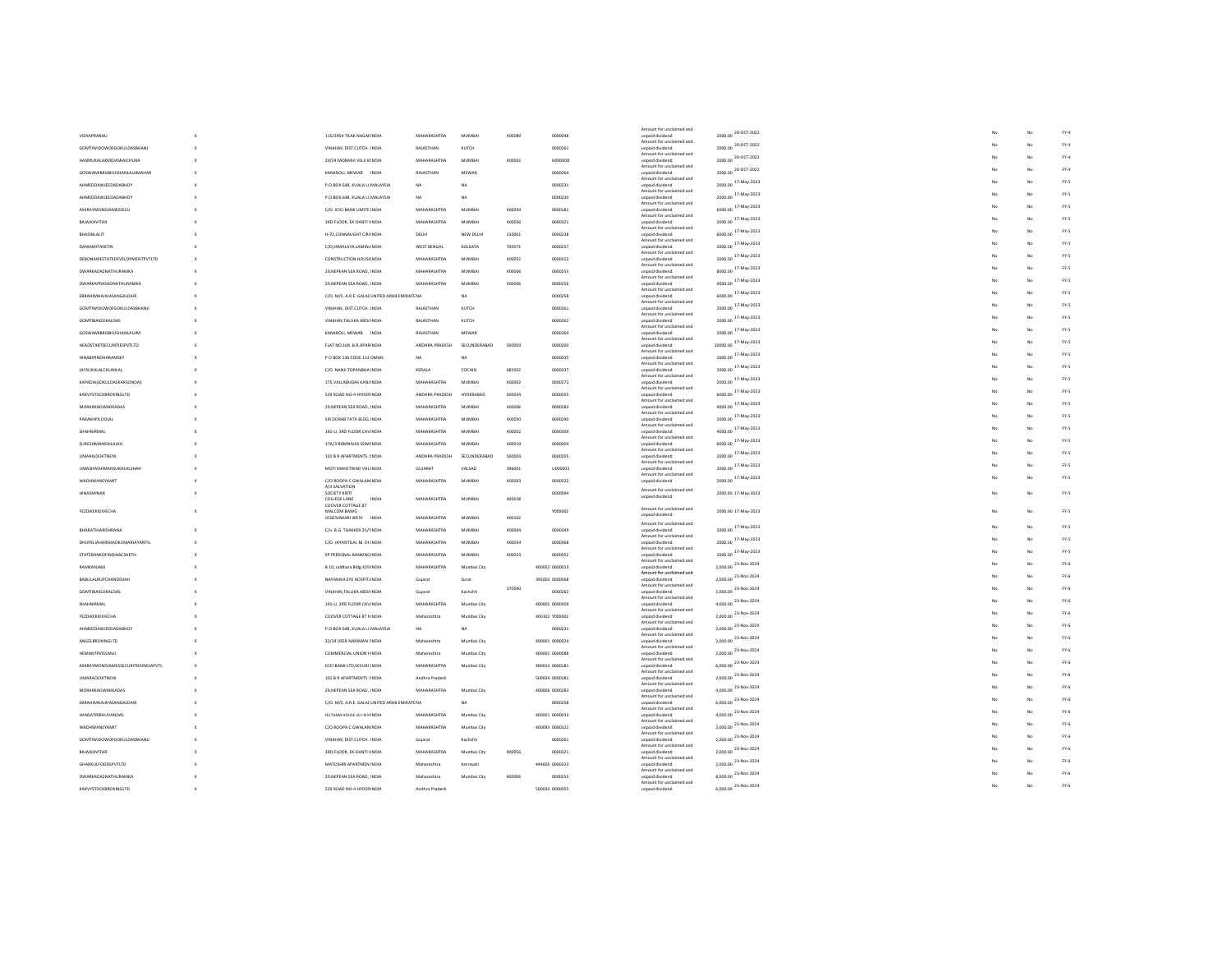| | | | | | | | | | | | | |
|---|---|---|---|---|---|---|---|---|---|---|---|---|
| VIDYAPRABHU | X | 115/3954 TILAK NAGAFINDIA | MAHARASHTRA | MUMBAI | 400089 | 0000048 | Amount for unclaimed and unpaid dividend | 2000.00 | 20-OCT-2022 | No | No | FY-4 |
| GOMTIWIDOWOFGOKULDASBHANJI | X | VINJHAN, DIST.CUTCH. INDIA | RAJASTHAN | KUTCH | | 0000261 | Amount for unclaimed and unpaid dividend | 2000.00 | 20-OCT-2022 | No | No | FY-4 |
| HASMUKHLAXMIDASRAICHURA | X | 20/24 MORARJI VELJI BINDIA | MAHARASHTRA | MUMBAI | 400002 | H000008 | Amount for unclaimed and unpaid dividend | 2000.00 | 20-OCT-2022 | No | No | FY-4 |
| GOSWAMIBRIJBHUSHANLALJIMAHAR | X | KANKROLI, MEWAR. INDIA | RAJASTHAN | MEWAR | | 0000264 | Amount for unclaimed and unpaid dividend | 2000.00 | 20-OCT-2022 | No | No | FY-4 |
| AHMEDDAWJEEDADABHOY | X | P.O.BOX 648, KUALA LUMALAYSIA | NA | NA | | 0000231 | Amount for unclaimed and unpaid dividend | 2000.00 | 17-May-2023 | No | No | FY-5 |
| AHMEDDAWJEEDADABHOY | X | P.O.BOX 648, KUALA LUMALAYSIA | NA | NA | | 0000230 | Amount for unclaimed and unpaid dividend | 2000.00 | 17-May-2023 | No | No | FY-5 |
| ASKRAYMONDJAMESSECU | X | C/O. ICICI BANK LIMITE INDIA | MAHARASHTRA | MUMBAI | 400034 | 0000181 | Amount for unclaimed and unpaid dividend | 6000.00 | 17-May-2023 | No | No | FY-5 |
| BAJAJKAVITAR | X | 3RD FLOOR, EK-DANTI I INDIA | MAHARASHTRA | MUMBAI | 400056 | 0000321 | Amount for unclaimed and unpaid dividend | 2000.00 | 17-May-2023 | No | No | FY-5 |
| BHASINLALIT | X | H-72,CONNAUGHT CIRCINDIA | DELHI | NEW DELHI | 110001 | 0000238 | Amount for unclaimed and unpaid dividend | 6000.00 | 17-May-2023 | No | No | FY-5 |
| DANKANTANITIN | X | C/O,HIMALAYA LAMINAINDIA | WEST BENGAL | KOLKATA | 700071 | 0000257 | Amount for unclaimed and unpaid dividend | 2000.00 | 17-May-2023 | No | No | FY-5 |
| DEBONAIRESTATEDEVELOPMENTPVTLTD | X | CONSTRUCTION HOUSEINDIA | MAHARASHTRA | MUMBAI | 400052 | 0000312 | Amount for unclaimed and unpaid dividend | 2000.00 | 17-May-2023 | No | No | FY-5 |
| DWARKADASNATHURAMKA | X | 29,NEPEAN SEA ROAD, INDIA | MAHARASHTRA | MUMBAI | 400006 | 0000255 | Amount for unclaimed and unpaid dividend | 8000.00 | 17-May-2023 | No | No | FY-5 |
| DWARKAPRASADNATHURAMKA | X | 29,NEPEAN SEA ROAD, INDIA | MAHARASHTRA | MUMBAI | 400006 | 0000256 | Amount for unclaimed and unpaid dividend | 4000.00 | 17-May-2023 | No | No | FY-5 |
| EBRAHIMHAJIHASANGALDARI | X | C/O. M/S. A.R.E. GALACUNITED ARAB EMIRATENA | | NA | | 0000258 | Amount for unclaimed and unpaid dividend | 6000.00 | 17-May-2023 | No | No | FY-5 |
| GOMTIWIDOWOFGOKULDASBHANJI | X | VINJHAN, DIST.CUTCH. INDIA | RAJASTHAN | KUTCH | | 0000261 | Amount for unclaimed and unpaid dividend | 2000.00 | 17-May-2023 | No | No | FY-5 |
| GOMTIBAIGOKALDAS | X | VINJHAN,TALUKA ABDAINDIA | RAJASTHAN | KUTCH | | 0000262 | Amount for unclaimed and unpaid dividend | 2000.00 | 17-May-2023 | No | No | FY-5 |
| GOSWAMIBRIJBHUSHANLALJIM | X | KANKROLI, MEWAR. INDIA | RAJASTHAN | MEWAR | | 0000264 | Amount for unclaimed and unpaid dividend | 2000.00 | 17-May-2023 | No | No | FY-5 |
| HEADSTARTSECURITIESPVTLTD | X | FLAT NO.104, B.R.APARINDIA | ANDHRA PRADESH | SECUNDERABAD | 500003 | 0000200 | Amount for unclaimed and unpaid dividend | 10000.00 | 17-May-2023 | No | No | FY-5 |
| HINABIPINDHARAMSEY | X | P O BOX 136 CODE 113 OMAN | NA | NA | | 0000035 | Amount for unclaimed and unpaid dividend | 2000.00 | 17-May-2023 | No | No | FY-5 |
| JAYSUKHLALCHUNILAL | X | C/O. NANJI TOPANBHA INDIA | KERALA | COCHIN | 682002 | 0000337 | Amount for unclaimed and unpaid dividend | 2000.00 | 17-May-2023 | No | No | FY-5 |
| KAPADIAGOKULDASKARSONDAS | X | 175,VALLABHDAS KANJIINDIA | MAHARASHTRA | MUMBAI | 400002 | 0000272 | Amount for unclaimed and unpaid dividend | 2000.00 | 17-May-2023 | No | No | FY-5 |
| KARVYSTOCKBROKINGLTD | X | 529 ROAD NO-4 HYDERINDIA | ANDHRA PRADESH | HYDERABAD | 500034 | 0000055 | Amount for unclaimed and unpaid dividend | 6000.00 | 17-May-2023 | No | No | FY-5 |
| MORARKADWARKADAS | X | 29,NEPEAN SEA ROAD, INDIA | MAHARASHTRA | MUMBAI | 400006 | 0000283 | Amount for unclaimed and unpaid dividend | 4000.00 | 17-May-2023 | No | No | FY-5 |
| PARAKHPILOOJAL | X | SIR DORAB TATA BLDG.INDIA | MAHARASHTRA | MUMBAI | 400050 | 0000290 | Amount for unclaimed and unpaid dividend | 2000.00 | 17-May-2023 | No | No | FY-5 |
| SHAHNIRMAL | X | 191-U, 3RD FLOOR CAVINDIA | MAHARASHTRA | MUMBAI | 400002 | 0000309 | Amount for unclaimed and unpaid dividend | 4000.00 | 17-May-2023 | No | No | FY-5 |
| SURESHMANSHILALKA | X | 17A/2 RAMNIVAS SEWIINDIA | MAHARASHTRA | MUMBAI | 400019 | 0000004 | Amount for unclaimed and unpaid dividend | 6000.00 | 17-May-2023 | No | No | FY-5 |
| UMARAOCHITNENI | X | 101 B R APARTMENTS 1INDIA | ANDHRA PRADESH | SECUNDERABAD | 500003 | 0000205 | Amount for unclaimed and unpaid dividend | 2000.00 | 17-May-2023 | No | No | FY-5 |
| UMASHASHIMANSUKHLALSHAH | X | MOTI MAHETWAD VALINDIA | GUJARAT | VALSAD | 396001 | U000003 | Amount for unclaimed and unpaid dividend | 2000.00 | 17-May-2023 | No | No | FY-5 |
| WADHWANIEYAMIT | X | C/O ROOPA C GWALANIINDIA | MAHARASHTRA | MUMBAI | 400093 | 0000322 | Amount for unclaimed and unpaid dividend | 2000.00 | 17-May-2023 | No | No | FY-5 |
| HINASMINAR | X | A/3 SALVATION SOCIETY KIRTI COLLEGE LANE INDIA | MAHARASHTRA | MUMBAI | 400028 | 0000094 | Amount for unclaimed and unpaid dividend | 2000.00 | 17-May-2023 | No | No | FY-5 |
| YEZDIKEKIDIVECHA | X | COOVER COTTAGE 87 MALCOM BAWG JOGESHWARI WESY INDIA | MAHARASHTRA | MUMBAI | 400102 | Y000002 | Amount for unclaimed and unpaid dividend | 2000.00 | 17-May-2023 | No | No | FY-5 |
| BHARATIHARISHRANA | X | C/o. B.G. THAKKER 25/1INDIA | MAHARASHTRA | MUMBAI | 400004 | 0000349 | Amount for unclaimed and unpaid dividend | 2000.00 | 17-May-2023 | No | No | FY-5 |
| DHUPELIAHARSHADKUMARJAYANTIL | X | C/O. JAYANTILAL M. DHINDIA | MAHARASHTRA | MUMBAI | 400054 | 0000368 | Amount for unclaimed and unpaid dividend | 2000.00 | 17-May-2023 | No | No | FY-5 |
| STATEBANKOFINDIAACSHETH | X | SP PERSONAL BANKINGINDIA | MAHARASHTRA | MUMBAI | 400023 | 0000052 | Amount for unclaimed and unpaid dividend | 2000.00 | 17-May-2023 | No | No | FY-5 |
| RAMKANJANI | X | B 10, Jaldhara Bldg 429 INDIA | MAHARASHTRA | Mumbai City | 400052 | 0000013 | Amount for unclaimed and unpaid dividend | 2,000.00 | 23-Nov-2024 | No | No | FY-6 |
| BABULALRUPCHANDSHAH | X | NAYANIKA EYE HOSPITAINDIA | Gujarat | Surat | 395003 | 0000068 | Amount for unclaimed and unpaid dividend | 2,000.00 | 23-Nov-2024 | No | No | FY-6 |
| GOMTIBAIGOKALDAS | X | VINJHAN,TALUKA ABDAINDIA | Gujarat | Kachchh | 370590 | 0000262 | Amount for unclaimed and unpaid dividend | 2,000.00 | 23-Nov-2024 | No | No | FY-6 |
| SHAHNIRMAL | X | 191-U, 3RD FLOOR CAVINDIA | MAHARASHTRA | Mumbai City | 400002 | 0000309 | Amount for unclaimed and unpaid dividend | 4,000.00 | 23-Nov-2024 | No | No | FY-6 |
| YEZDIKEKIDIVECHA | X | COOVER COTTAGE 87 MINDIA | Maharashtra | Mumbai City | 400102 | Y000002 | Amount for unclaimed and unpaid dividend | 2,000.00 | 23-Nov-2024 | No | No | FY-6 |
| AHMEDDAWJEEDADABHOY | X | P.O.BOX 648, KUALA LUMALAYSIA | NA | NA | | 0000231 | Amount for unclaimed and unpaid dividend | 2,000.00 | 23-Nov-2024 | No | No | FY-6 |
| ANGELBROKINGLTD | X | 32/34 VEER NARIMAN IINDIA | Maharashtra | Mumbai City | 400001 | 0000024 | Amount for unclaimed and unpaid dividend | 2,000.00 | 23-Nov-2024 | No | No | FY-6 |
| HEMANTPVISSANJI | X | COMMERCIAL UNION HINDIA | Maharashtra | Mumbai City | 400001 | 0000088 | Amount for unclaimed and unpaid dividend | 2,000.00 | 23-Nov-2024 | No | No | FY-6 |
| ASKRAYMONDJAMESSECURITIESINDIAPVTL | X | ICICI BANK LTD,SECURIINDIA | MAHARASHTRA | Mumbai City | 400013 | 0000181 | Amount for unclaimed and unpaid dividend | 6,000.00 | 23-Nov-2024 | No | No | FY-6 |
| UMARAOCHITNENI | X | 101 B R APARTMENTS 1INDIA | Andhra Pradesh | | 500034 | 0000181 | Amount for unclaimed and unpaid dividend | 2,000.00 | 23-Nov-2024 | No | No | FY-6 |
| MORARKADWARKADAS | X | 29,NEPEAN SEA ROAD, INDIA | MAHARASHTRA | Mumbai City | 400006 | 0000283 | Amount for unclaimed and unpaid dividend | 4,000.00 | 23-Nov-2024 | No | No | FY-6 |
| EBRAHIMHAJIHASANGALDARI | X | C/O. M/S. A.R.E. GALACUNITED ARAB EMIRATENA | | NA | | 0000258 | Amount for unclaimed and unpaid dividend | 6,000.00 | 23-Nov-2024 | No | No | FY-6 |
| HANSATRIBHUVANDAS | X | FELTHAM HOUSE 10 J N HINDIA | MAHARASHTRA | Mumbai City | 400001 | 0000033 | Amount for unclaimed and unpaid dividend | 4,000.00 | 23-Nov-2024 | No | No | FY-6 |
| WADHWANIEYAMIT | X | C/O ROOPA C GWALANIINDIA | MAHARASHTRA | Mumbai City | 400093 | 0000322 | Amount for unclaimed and unpaid dividend | 2,000.00 | 23-Nov-2024 | No | No | FY-6 |
| GOMTIWIDOWOFGOKULDASBHANJI | X | VINJHAN, DIST.CUTCH. INDIA | Gujarat | Kachchh | | 0000261 | Amount for unclaimed and unpaid dividend | 2,000.00 | 23-Nov-2024 | No | No | FY-6 |
| BAJAJKAVITAR | X | 3RD FLOOR, EK-DANTI IINDIA | MAHARASHTRA | Mumbai City | 400056 | 0000321 | Amount for unclaimed and unpaid dividend | 2,000.00 | 23-Nov-2024 | No | No | FY-6 |
| GHARKULFOODSPVTLTD | X | MATOSHRI APARTMEN INDIA | Maharashtra | Amravati | 444605 | 0000023 | Amount for unclaimed and unpaid dividend | 2,000.00 | 23-Nov-2024 | No | No | FY-6 |
| DWARKADASNATHURAMKA | X | 29,NEPEAN SEA ROAD, INDIA | Maharashtra | Mumbai City | 400006 | 0000255 | Amount for unclaimed and unpaid dividend | 8,000.00 | 23-Nov-2024 | No | No | FY-6 |
| KARVYSTOCKBROKINGLTD | X | 529 ROAD NO-4 HYDERINDIA | Andhra Pradesh | | 500034 | 0000055 | Amount for unclaimed and unpaid dividend | 6,000.00 | 23-Nov-2024 | No | No | FY-6 |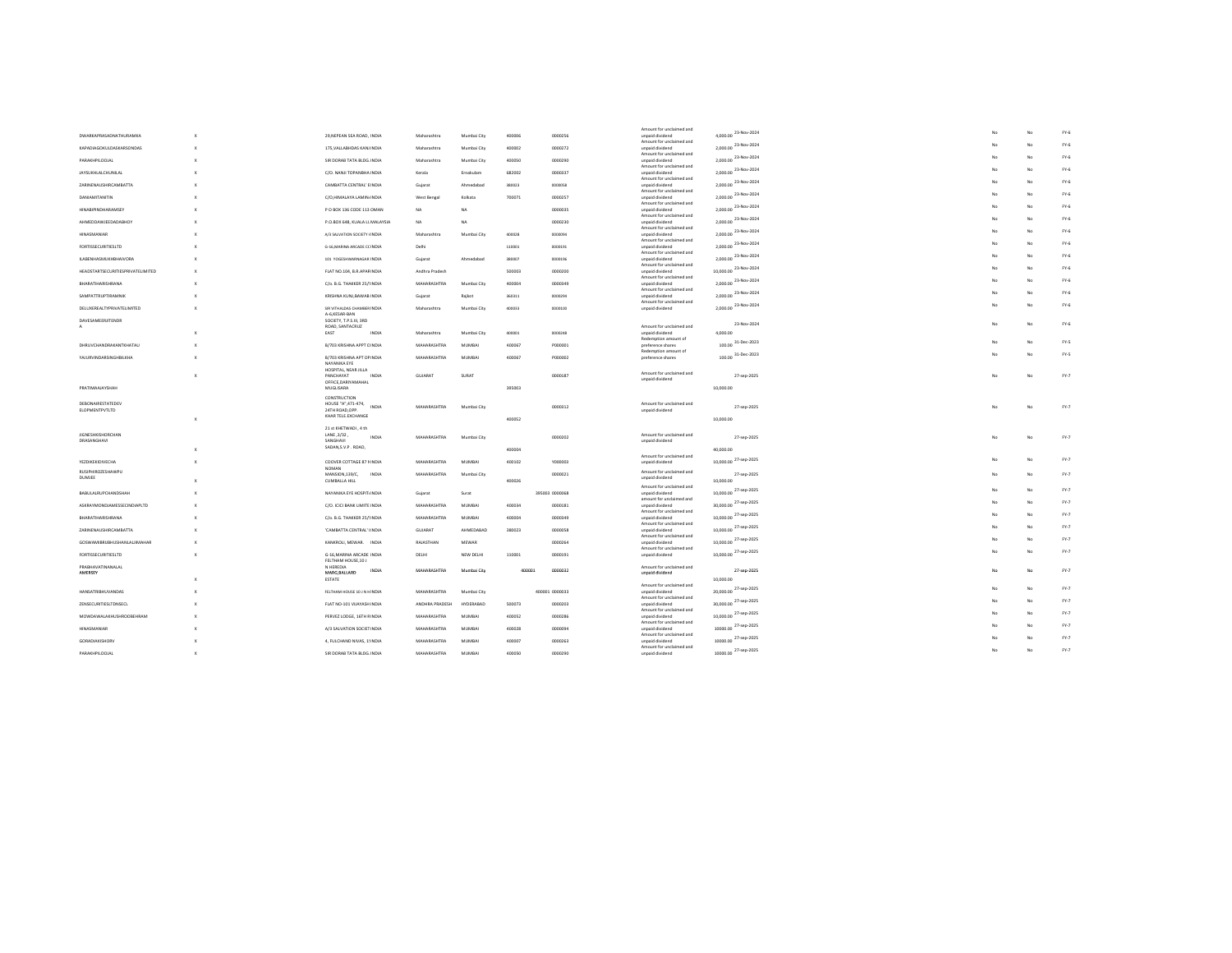| | | | | | | | | | | | | | | |
|---|---|---|---|---|---|---|---|---|---|---|---|---|---|---|
| DWARKAPRASADNATHURAMKA | X | 29,NEPEAN SEA ROAD, INDIA | Maharashtra | Mumbai City | 400006 | 0000256 | Amount for unclaimed and unpaid dividend | 4,000.00 | 23-Nov-2024 | No | No | FY-6 |
| KAPADIAGOKULDASKARSONDAS | X | 175,VALLABHDAS KANJ INDIA | Maharashtra | Mumbai City | 400002 | 0000272 | Amount for unclaimed and unpaid dividend | 2,000.00 | 23-Nov-2024 | No | No | FY-6 |
| PARAKHPILOOJAL | X | SIR DORAB TATA BLDG. INDIA | Maharashtra | Mumbai City | 400050 | 0000290 | Amount for unclaimed and unpaid dividend | 2,000.00 | 23-Nov-2024 | No | No | FY-6 |
| JAYSUKHLALCHUNILAL | X | C/O. NANJI TOPANBHA INDIA | Kerala | Ernakulam | 682002 | 0000037 | Amount for unclaimed and unpaid dividend | 2,000.00 | 23-Nov-2024 | No | No | FY-6 |
| ZARINENAUSHIRCAMBATTA | X | CAMBATTA CENTRAL' E INDIA | Gujarat | Ahmedabad | 380023 | 0000058 | Amount for unclaimed and unpaid dividend | 2,000.00 | 23-Nov-2024 | No | No | FY-6 |
| DAWAMITAMITIN | X | C/O,HIMALAYA LAMIN INDIA | West Bengal | Kolkata | 700071 | 0000257 | Amount for unclaimed and unpaid dividend | 2,000.00 | 23-Nov-2024 | No | No | FY-6 |
| HINABIPINDHARAMSEY | X | P O BOX 136 CODE 113 OMAN | NA | NA | | 0000035 | Amount for unclaimed and unpaid dividend | 2,000.00 | 23-Nov-2024 | No | No | FY-6 |
| AHMEDDAWJEEDADABHOY | X | P.O.BOX 648, KUALA LUMALAYSIA | NA | NA | | 0000230 | Amount for unclaimed and unpaid dividend | 2,000.00 | 23-Nov-2024 | No | No | FY-6 |
| HINASMANIAR | X | A/3 SALVATION SOCIETY INDIA | Maharashtra | Mumbai City | 400028 | 0000094 | Amount for unclaimed and unpaid dividend | 2,000.00 | 23-Nov-2024 | No | No | FY-6 |
| FORTISSECURITIESLTD | X | G-16,MARINA ARCADE CC INDIA | Delhi | | 110001 | 0000191 | Amount for unclaimed and unpaid dividend | 2,000.00 | 23-Nov-2024 | No | No | FY-6 |
| ILABENHASMUKHBHAIVORA | X | 101 YOGESHWARNAGAR INDIA | Gujarat | Ahmedabad | 380007 | 0000196 | Amount for unclaimed and unpaid dividend | 2,000.00 | 23-Nov-2024 | No | No | FY-6 |
| HEADSTARTSECURITIESPRIVATELIMITED | X | FLAT NO.104, B.R.APAR INDIA | Andhra Pradesh | | 500003 | 0000200 | Amount for unclaimed and unpaid dividend | 10,000.00 | 23-Nov-2024 | No | No | FY-6 |
| BHARATIHARISHRANA | X | C/o. B.G. THAKKER 25/7 INDIA | MAHARASHTRA | Mumbai City | 400004 | 0000349 | Amount for unclaimed and unpaid dividend | 2,000.00 | 23-Nov-2024 | No | No | FY-6 |
| SAMPATTRUPTIRAMNIK | X | KRISHNA KUNJ,BAWAB INDIA | Gujarat | Rajkot | 360311 | 0000294 | Amount for unclaimed and unpaid dividend | 2,000.00 | 23-Nov-2024 | No | No | FY-6 |
| DELUXEREALTYPRIVATELIMITED | X | SIR VITHALDAS CHAMBER INDIA | Maharashtra | Mumbai City | 400023 | 0000100 | Amount for unclaimed and unpaid dividend | 2,000.00 | 23-Nov-2024 | No | No | FY-6 |
| DAVESAMEERJITENDRA | X | A-6,KESAR-BAN SOCIETY, T.P.S.III, 3RD ROAD, SANTACRUZ EAST INDIA | Maharashtra | Mumbai City | 400001 | 0000248 | Amount for unclaimed and unpaid dividend | 4,000.00 | 23-Nov-2024 | No | No | FY-6 |
| DHRUVCHANDRAKANTKHATAU | X | B/703 KRISHNA APPT O INDIA | MAHARASHTRA | MUMBAI | 400067 | P000001 | Redemption amount of preference shares | 100.00 | 31-Dec-2023 | No | No | FY-5 |
| YAJURVINDARSINGHBILKHA | X | B/703 KRISHNA APT OF INDIA | MAHARASHTRA | MUMBAI | 400067 | P000002 | Redemption amount of preference shares | 100.00 | 31-Dec-2023 | No | No | FY-5 |
| PRATIMAAJAYSHAH | X | NAYANIKA EYE HOSPITAL, NEAR JILLA PANCHAYAT OFFICE,DARIYAMAHAL MUGLISARA INDIA | GUJARAT | SURAT | 395003 | 0000187 | Amount for unclaimed and unpaid dividend | 10,000.00 | 27-sep-2025 | No | No | FY-7 |
| DEBONAIRESTATEDEVELOPMENTPVTLTD | X | CONSTRUCTION HOUSE "A",471-474, 24TH ROAD,OPP. KHAR TELE.EXCHANGE INDIA | MAHARASHTRA | Mumbai City | 400052 | 0000312 | Amount for unclaimed and unpaid dividend | 10,000.00 | 27-sep-2025 | No | No | FY-7 |
| JIGNESHKISHORCHANDRASANGHAVI | X | 21 st KHETWADI , 4 th LANE ,3/32 , SANGHAVI SADAN,S.V.P . ROAD, INDIA | MAHARASHTRA | Mumbai City | 400004 | 0000202 | Amount for unclaimed and unpaid dividend | 40,000.00 | 27-sep-2025 | No | No | FY-7 |
| YEZDIKEKIDIVECHA | X | COOVER COTTAGE 87 F INDIA | MAHARASHTRA | MUMBAI | 400102 | Y000003 | Amount for unclaimed and unpaid dividend | 10,000.00 | 27-sep-2025 | No | No | FY-7 |
| RUSIPHIROZESHAWPUDUMJEE | X | NOMAN MANSION,139/C, CUMBALLA HILL INDIA | MAHARASHTRA | Mumbai City | 400026 | 0000021 | Amount for unclaimed and unpaid dividend | 10,000.00 | 27-sep-2025 | No | No | FY-7 |
| BABULALRUPCHANDSHAH | X | NAYANIKA EYE HOSPIT INDIA | Gujarat | Surat | 395003 | 0000068 | Amount for unclaimed and unpaid dividend | 10,000.00 | 27-sep-2025 | No | No | FY-7 |
| ASKRAYMONDIAMESSECINDIAPLTD | X | C/O. ICICI BANK LIMITE INDIA | MAHARASHTRA | MUMBAI | 400034 | 0000181 | amount for unclaimed and unpaid dividend | 30,000.00 | 27-sep-2025 | No | No | FY-7 |
| BHARATIHARISHRANA | X | C/o. B.G. THAKKER 25/7 INDIA | MAHARASHTRA | MUMBAI | 400004 | 0000349 | Amount for unclaimed and unpaid dividend | 10,000.00 | 27-sep-2025 | No | No | FY-7 |
| ZARINENAUSHIRCAMBATTA | X | 'CAMBATTA CENTRAL' INDIA | GUJARAT | AHMEDABAD | 380023 | 0000058 | Amount for unclaimed and unpaid dividend | 10,000.00 | 27-sep-2025 | No | No | FY-7 |
| GOSWAMIBRIJBHUSHANLALJIMAHAR | X | KANKROLI, MEWAR. INDIA | RAJASTHAN | MEWAR | | 0000264 | Amount for unclaimed and unpaid dividend | 10,000.00 | 27-sep-2025 | No | No | FY-7 |
| FORTISSECURITIESLTD | X | G-16,MARINA ARCADE INDIA | DELHI | NEW DELHI | 110001 | 0000191 | Amount for unclaimed and unpaid dividend | 10,000.00 | 27-sep-2025 | No | No | FY-7 |
| PRABHAVATINANALALAMERSEY | X | FELTHAM HOUSE,10 J N HEREDIA MARG,BALLARD ESTATE INDIA | MAHARASHTRA | Mumbai City | 400001 | 0000032 | Amount for unclaimed and unpaid dividend | 10,000.00 | 27-sep-2025 | No | No | FY-7 |
| HANSATRIBHUVANDAS | X | FELTHAM HOUSE 10 J N H INDIA | MAHARASHTRA | Mumbai City | 400001 | 0000033 | Amount for unclaimed and unpaid dividend | 20,000.00 | 27-sep-2025 | No | No | FY-7 |
| ZENSECURITIESLTDNSECL | X | FLAT NO-101 VIJAYASH INDIA | ANDHRA PRADESH | HYDERABAD | 500073 | 0000203 | Amount for unclaimed and unpaid dividend | 30,000.00 | 27-sep-2025 | No | No | FY-7 |
| MOWDAWALAKHUSHROOBEHRAM | X | PERVEZ LODGE, 16TH R INDIA | MAHARASHTRA | MUMBAI | 400052 | 0000286 | Amount for unclaimed and unpaid dividend | 10,000.00 | 27-sep-2025 | No | No | FY-7 |
| HINASMANIAR | X | A/3 SALVATION SOCIET INDIA | MAHARASHTRA | MUMBAI | 400028 | 0000094 | Amount for unclaimed and unpaid dividend | 10000.00 | 27-sep-2025 | No | No | FY-7 |
| GORADIAKISHORV | X | 4, FULCHAND NIVAS, 1 INDIA | MAHARASHTRA | MUMBAI | 400007 | 0000263 | Amount for unclaimed and unpaid dividend | 30000.00 | 27-sep-2025 | No | No | FY-7 |
| PARAKHPILOOJAL | X | SIR DORAB TATA BLDG. INDIA | MAHARASHTRA | MUMBAI | 400050 | 0000290 | Amount for unclaimed and unpaid dividend | 30000.00 | 27-sep-2025 | No | No | FY-7 |